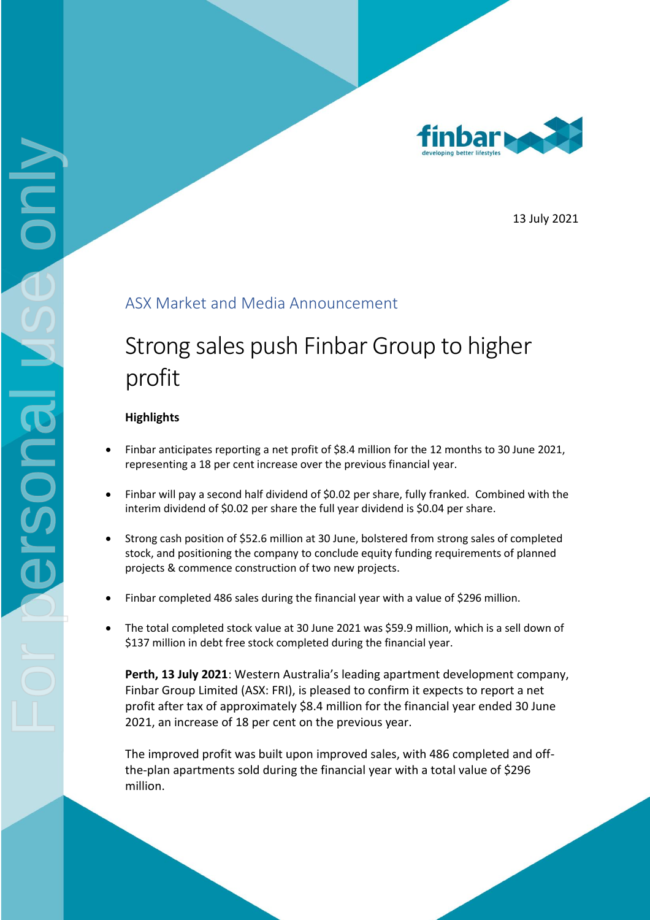13 July 2021

## ASX Market and Media Announcement

# Strong sales push Finbar Group to higher profit

**Highlights**

- Finbar anticipates reporting a net profit of $8.4 million for the 12 months to 30 June 2021, representing a 18 per cent increase over the previous financial year.
- Finbar will pay a second half dividend of $0.02 per share, fully franked. Combined with the interim dividend of $0.02 per share the full year dividend is $0.04 per share.
- Strong cash position of $52.6 million at 30 June, bolstered from strong sales of completed stock, and positioning the company to conclude equity funding requirements of planned projects & commence construction of two new projects.
- Finbar completed 486 sales during the financial year with a value of $296 million.
- The total completed stock value at 30 June 2021 was $59.9 million, which is a sell down of $137 million in debt free stock completed during the financial year.

**Perth, 13 July 2021**: Western Australia's leading apartment development company, Finbar Group Limited (ASX: FRI), is pleased to confirm it expects to report a net profit after tax of approximately $8.4 million for the financial year ended 30 June 2021, an increase of 18 per cent on the previous year.

The improved profit was built upon improved sales, with 486 completed and off-the-plan apartments sold during the financial year with a total value of $296 million.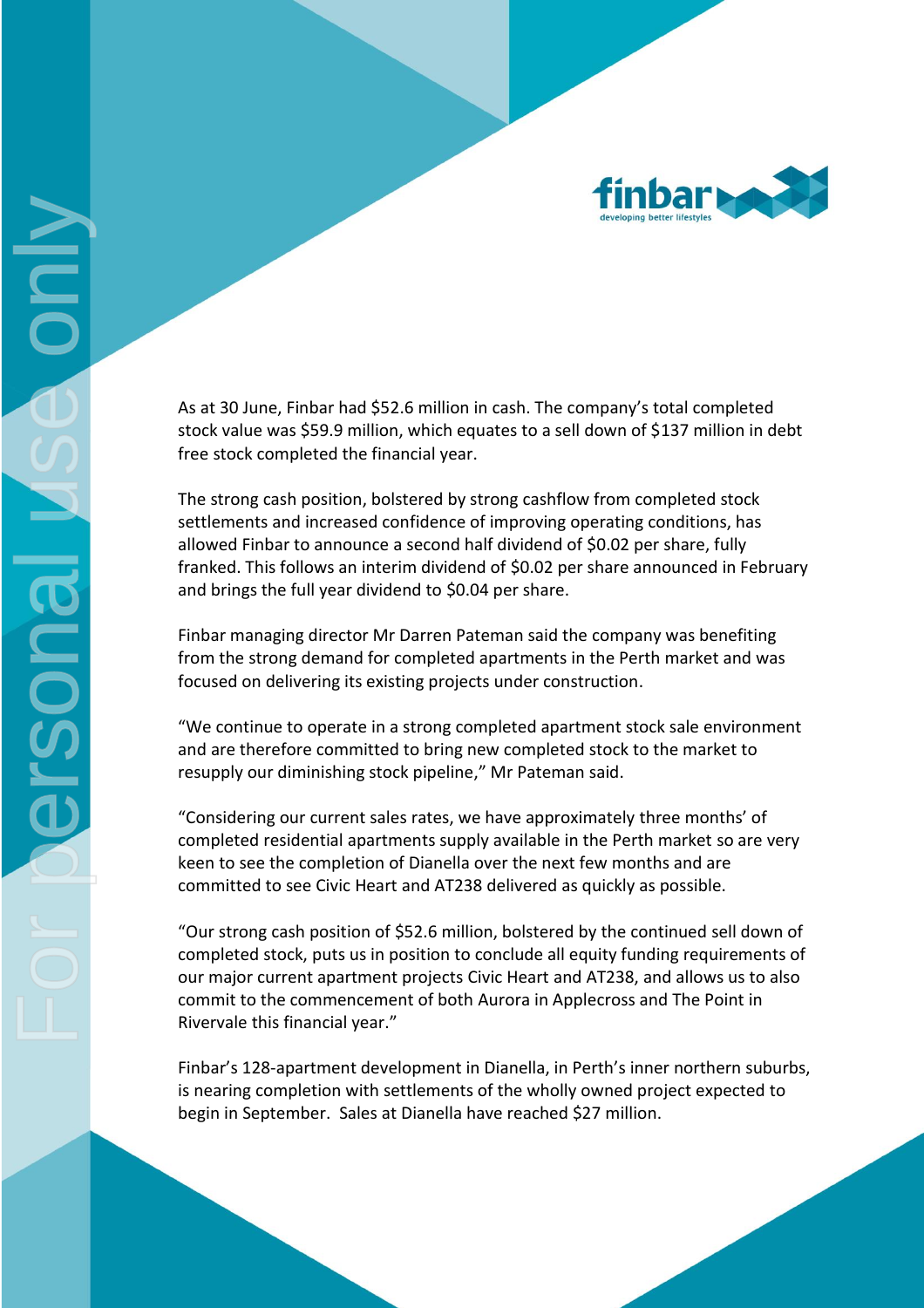As at 30 June, Finbar had $52.6 million in cash. The company's total completed stock value was $59.9 million, which equates to a sell down of $137 million in debt free stock completed the financial year.

The strong cash position, bolstered by strong cashflow from completed stock settlements and increased confidence of improving operating conditions, has allowed Finbar to announce a second half dividend of $0.02 per share, fully franked. This follows an interim dividend of $0.02 per share announced in February and brings the full year dividend to $0.04 per share.

Finbar managing director Mr Darren Pateman said the company was benefiting from the strong demand for completed apartments in the Perth market and was focused on delivering its existing projects under construction.

"We continue to operate in a strong completed apartment stock sale environment and are therefore committed to bring new completed stock to the market to resupply our diminishing stock pipeline," Mr Pateman said.

"Considering our current sales rates, we have approximately three months' of completed residential apartments supply available in the Perth market so are very keen to see the completion of Dianella over the next few months and are committed to see Civic Heart and AT238 delivered as quickly as possible.

"Our strong cash position of $52.6 million, bolstered by the continued sell down of completed stock, puts us in position to conclude all equity funding requirements of our major current apartment projects Civic Heart and AT238, and allows us to also commit to the commencement of both Aurora in Applecross and The Point in Rivervale this financial year."

Finbar's 128-apartment development in Dianella, in Perth's inner northern suburbs, is nearing completion with settlements of the wholly owned project expected to begin in September. Sales at Dianella have reached $27 million.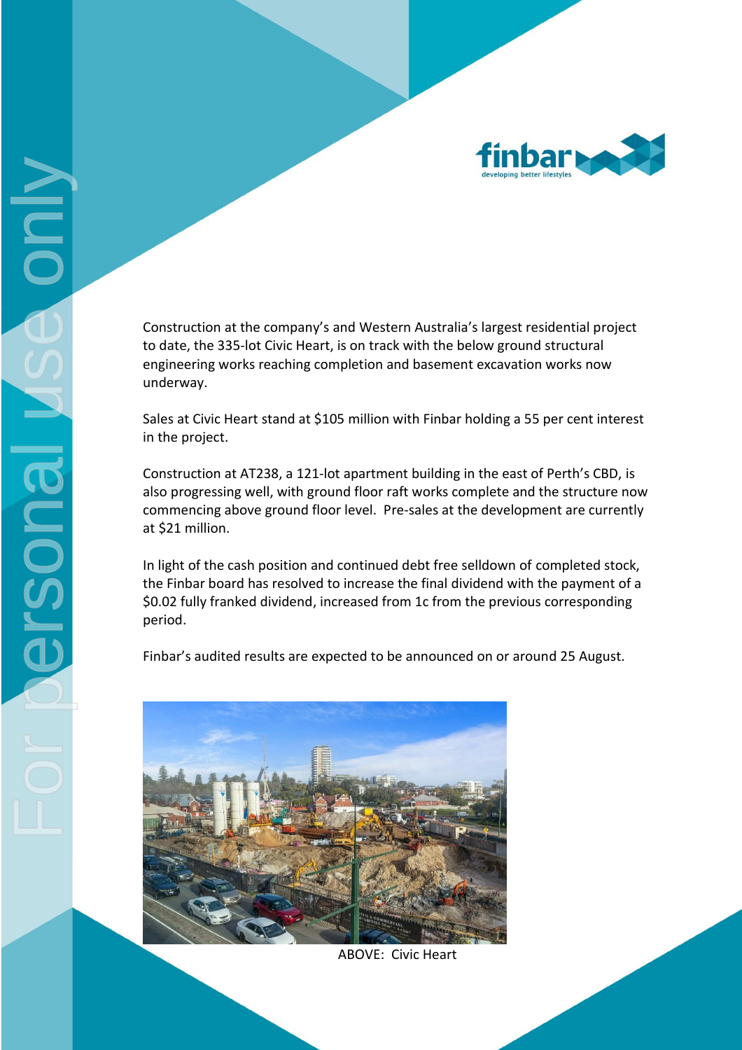Construction at the company's and Western Australia's largest residential project to date, the 335-lot Civic Heart, is on track with the below ground structural engineering works reaching completion and basement excavation works now underway.

Sales at Civic Heart stand at $105 million with Finbar holding a 55 per cent interest in the project.

Construction at AT238, a 121-lot apartment building in the east of Perth's CBD, is also progressing well, with ground floor raft works complete and the structure now commencing above ground floor level. Pre-sales at the development are currently at $21 million.

In light of the cash position and continued debt free selldown of completed stock, the Finbar board has resolved to increase the final dividend with the payment of a $0.02 fully franked dividend, increased from 1c from the previous corresponding period.

Finbar's audited results are expected to be announced on or around 25 August.

ABOVE: Civic Heart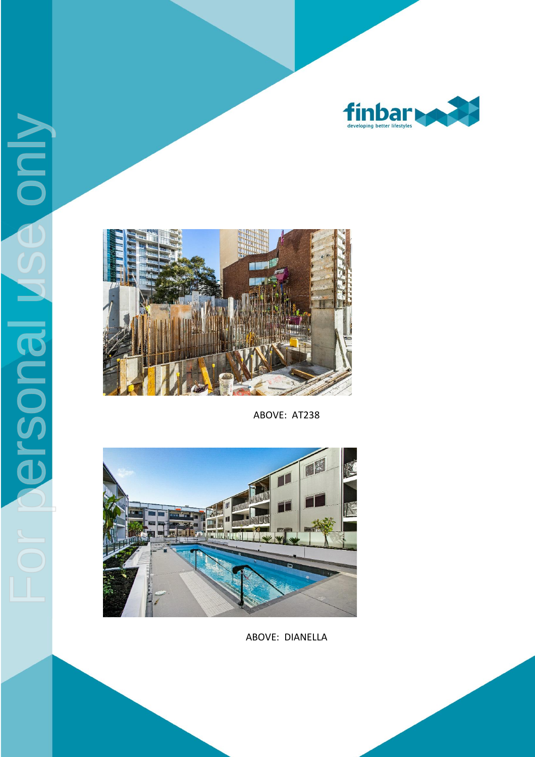ABOVE: AT238

ABOVE: DIANELLA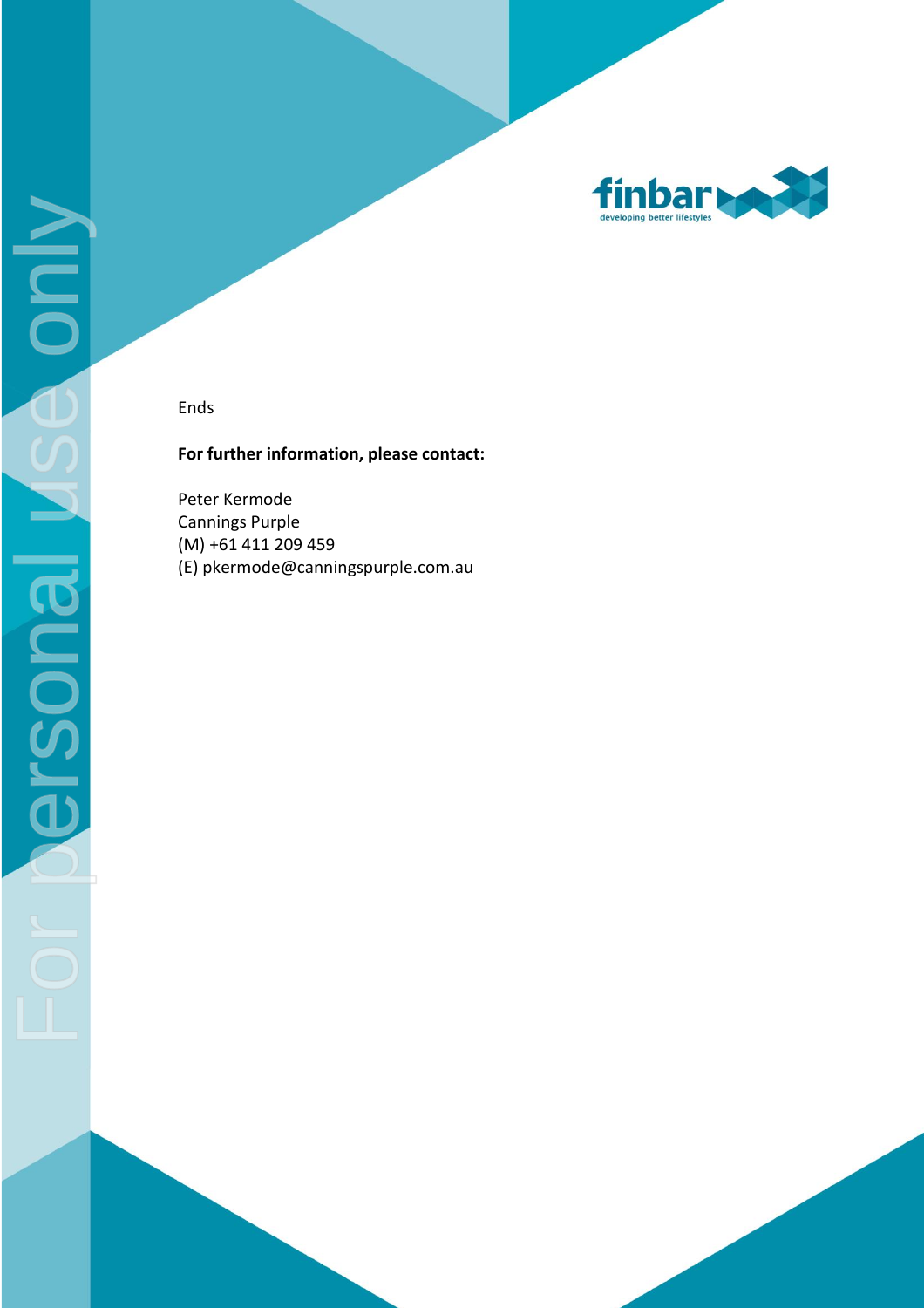Ends

**For further information, please contact:**

Peter Kermode
Cannings Purple
(M) +61 411 209 459
(E) pkermode@canningspurple.com.au